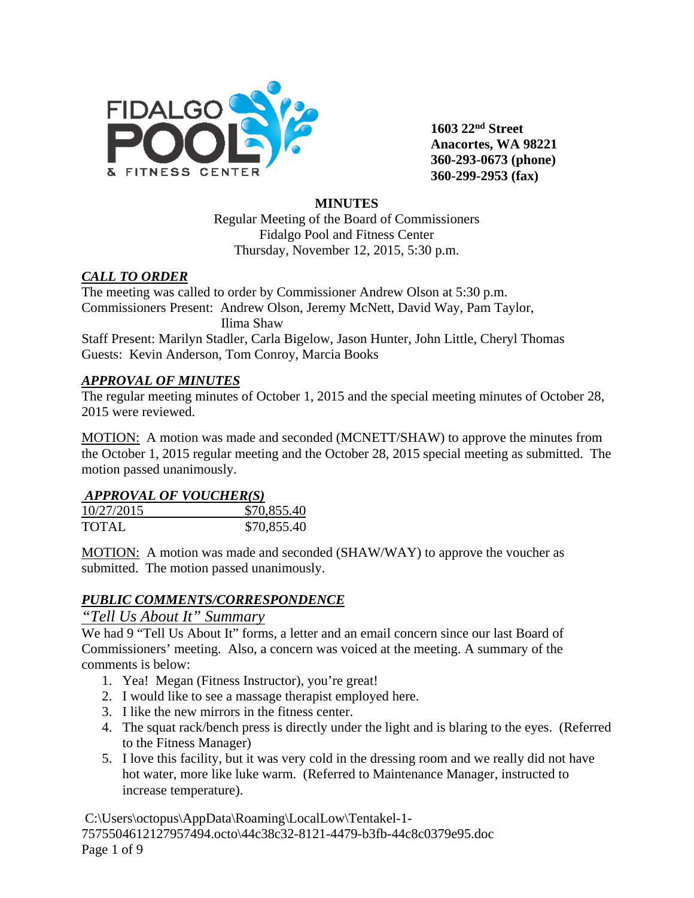**FIDALGO POOL & FITNESS CENTER**

**1603 22nd Street**
**Anacortes, WA 98221**
**360-293-0673 (phone)**
**360-299-2953 (fax)**

# MINUTES

Regular Meeting of the Board of Commissioners
Fidalgo Pool and Fitness Center
Thursday, November 12, 2015, 5:30 p.m.

## ***CALL TO ORDER***

The meeting was called to order by Commissioner Andrew Olson at 5:30 p.m.
Commissioners Present: Andrew Olson, Jeremy McNett, David Way, Pam Taylor, Ilima Shaw
Staff Present: Marilyn Stadler, Carla Bigelow, Jason Hunter, John Little, Cheryl Thomas
Guests: Kevin Anderson, Tom Conroy, Marcia Books

## ***APPROVAL OF MINUTES***

The regular meeting minutes of October 1, 2015 and the special meeting minutes of October 28, 2015 were reviewed.

MOTION: A motion was made and seconded (MCNETT/SHAW) to approve the minutes from the October 1, 2015 regular meeting and the October 28, 2015 special meeting as submitted. The motion passed unanimously.

## ***APPROVAL OF VOUCHER(S)***

| 10/27/2015 | $70,855.40 |
| --- | --- |
| TOTAL | $70,855.40 |

MOTION: A motion was made and seconded (SHAW/WAY) to approve the voucher as submitted. The motion passed unanimously.

## ***PUBLIC COMMENTS/CORRESPONDENCE***

### *"Tell Us About It" Summary*

We had 9 "Tell Us About It" forms, a letter and an email concern since our last Board of Commissioners' meeting. Also, a concern was voiced at the meeting. A summary of the comments is below:

1. Yea! Megan (Fitness Instructor), you're great!
2. I would like to see a massage therapist employed here.
3. I like the new mirrors in the fitness center.
4. The squat rack/bench press is directly under the light and is blaring to the eyes. (Referred to the Fitness Manager)
5. I love this facility, but it was very cold in the dressing room and we really did not have hot water, more like luke warm. (Referred to Maintenance Manager, instructed to increase temperature).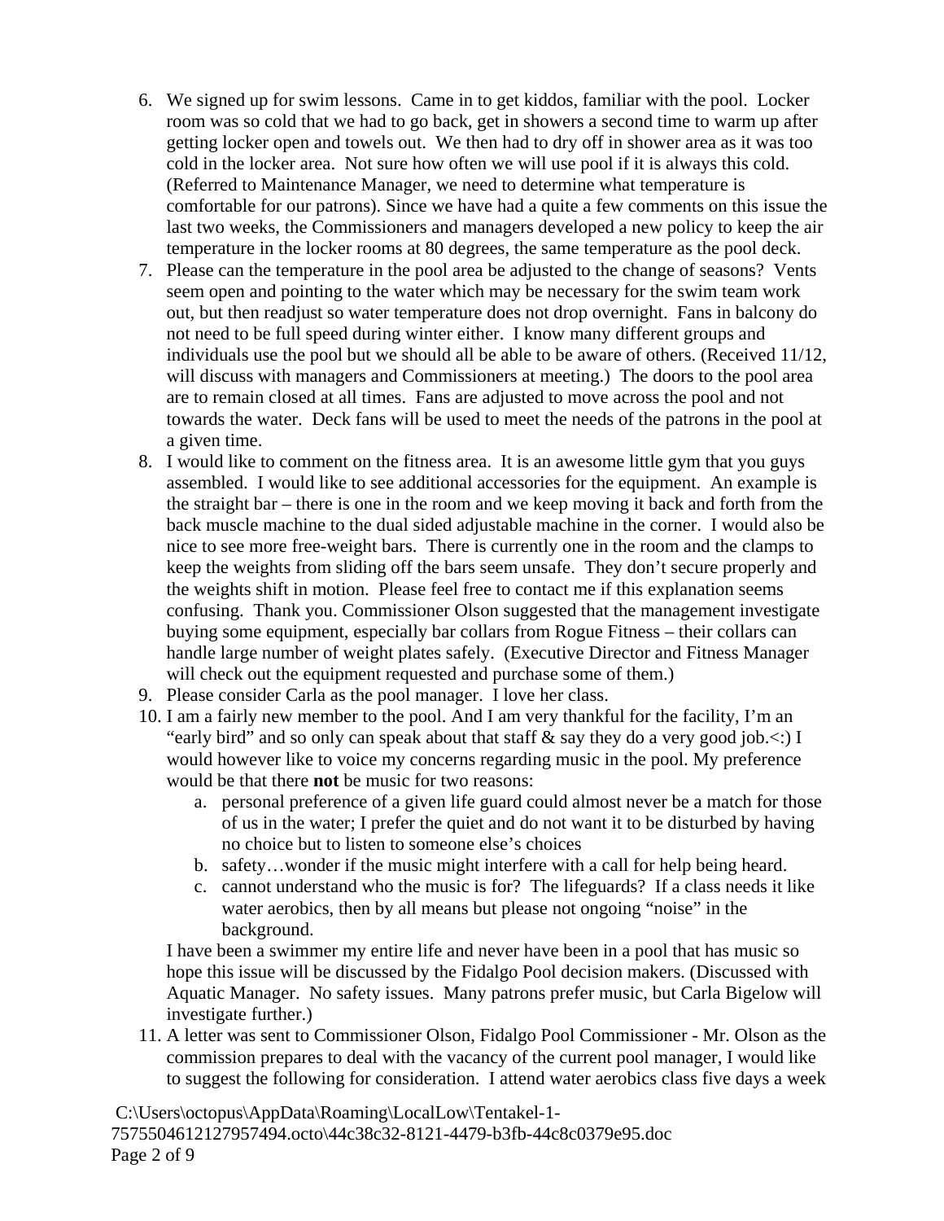6. We signed up for swim lessons. Came in to get kiddos, familiar with the pool. Locker room was so cold that we had to go back, get in showers a second time to warm up after getting locker open and towels out. We then had to dry off in shower area as it was too cold in the locker area. Not sure how often we will use pool if it is always this cold. (Referred to Maintenance Manager, we need to determine what temperature is comfortable for our patrons). Since we have had a quite a few comments on this issue the last two weeks, the Commissioners and managers developed a new policy to keep the air temperature in the locker rooms at 80 degrees, the same temperature as the pool deck.
7. Please can the temperature in the pool area be adjusted to the change of seasons? Vents seem open and pointing to the water which may be necessary for the swim team work out, but then readjust so water temperature does not drop overnight. Fans in balcony do not need to be full speed during winter either. I know many different groups and individuals use the pool but we should all be able to be aware of others. (Received 11/12, will discuss with managers and Commissioners at meeting.) The doors to the pool area are to remain closed at all times. Fans are adjusted to move across the pool and not towards the water. Deck fans will be used to meet the needs of the patrons in the pool at a given time.
8. I would like to comment on the fitness area. It is an awesome little gym that you guys assembled. I would like to see additional accessories for the equipment. An example is the straight bar – there is one in the room and we keep moving it back and forth from the back muscle machine to the dual sided adjustable machine in the corner. I would also be nice to see more free-weight bars. There is currently one in the room and the clamps to keep the weights from sliding off the bars seem unsafe. They don't secure properly and the weights shift in motion. Please feel free to contact me if this explanation seems confusing. Thank you. Commissioner Olson suggested that the management investigate buying some equipment, especially bar collars from Rogue Fitness – their collars can handle large number of weight plates safely. (Executive Director and Fitness Manager will check out the equipment requested and purchase some of them.)
9. Please consider Carla as the pool manager. I love her class.
10. I am a fairly new member to the pool. And I am very thankful for the facility, I'm an "early bird" and so only can speak about that staff & say they do a very good job.<:) I would however like to voice my concerns regarding music in the pool. My preference would be that there **not** be music for two reasons:
    a. personal preference of a given life guard could almost never be a match for those of us in the water; I prefer the quiet and do not want it to be disturbed by having no choice but to listen to someone else's choices
    b. safety…wonder if the music might interfere with a call for help being heard.
    c. cannot understand who the music is for? The lifeguards? If a class needs it like water aerobics, then by all means but please not ongoing "noise" in the background.

    I have been a swimmer my entire life and never have been in a pool that has music so hope this issue will be discussed by the Fidalgo Pool decision makers. (Discussed with Aquatic Manager. No safety issues. Many patrons prefer music, but Carla Bigelow will investigate further.)
11. A letter was sent to Commissioner Olson, Fidalgo Pool Commissioner - Mr. Olson as the commission prepares to deal with the vacancy of the current pool manager, I would like to suggest the following for consideration. I attend water aerobics class five days a week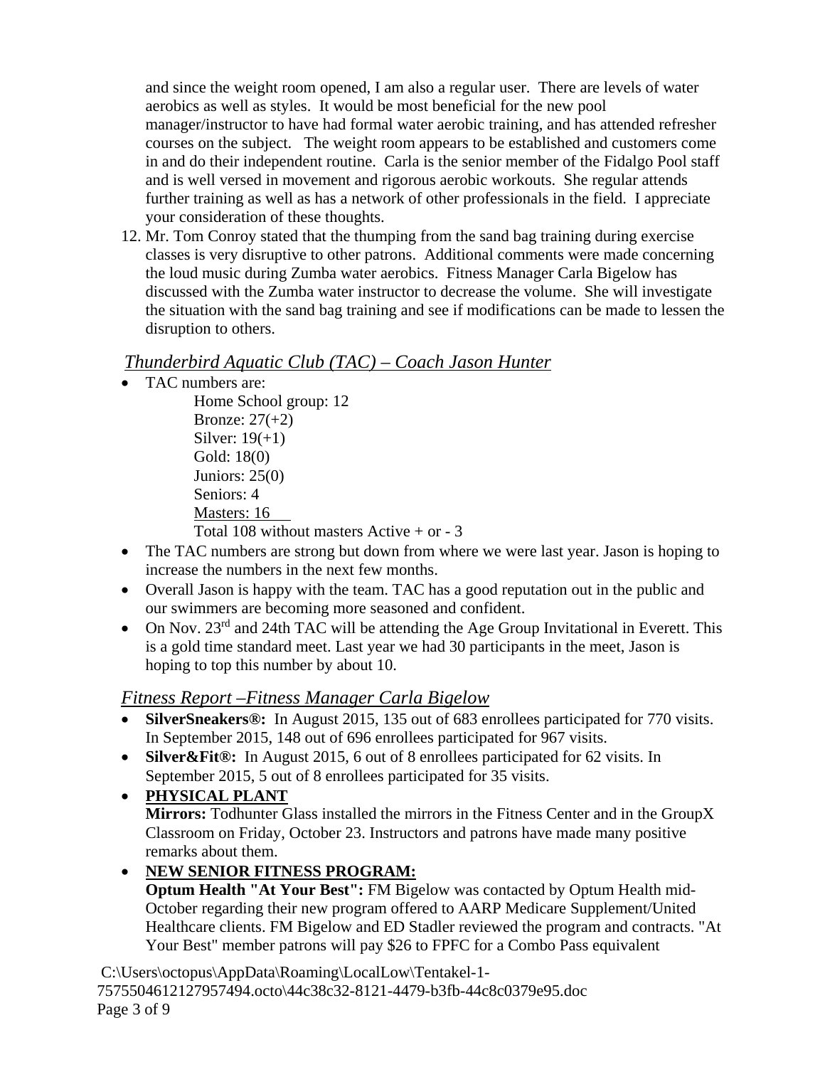and since the weight room opened, I am also a regular user. There are levels of water aerobics as well as styles. It would be most beneficial for the new pool manager/instructor to have had formal water aerobic training, and has attended refresher courses on the subject. The weight room appears to be established and customers come in and do their independent routine. Carla is the senior member of the Fidalgo Pool staff and is well versed in movement and rigorous aerobic workouts. She regular attends further training as well as has a network of other professionals in the field. I appreciate your consideration of these thoughts.

12. Mr. Tom Conroy stated that the thumping from the sand bag training during exercise classes is very disruptive to other patrons. Additional comments were made concerning the loud music during Zumba water aerobics. Fitness Manager Carla Bigelow has discussed with the Zumba water instructor to decrease the volume. She will investigate the situation with the sand bag training and see if modifications can be made to lessen the disruption to others.

## *Thunderbird Aquatic Club (TAC) – Coach Jason Hunter*

- TAC numbers are:

  Home School group: 12
  Bronze: 27(+2)
  Silver: 19(+1)
  Gold: 18(0)
  Juniors: 25(0)
  Seniors: 4
  Masters: 16
  Total 108 without masters Active + or - 3

- The TAC numbers are strong but down from where we were last year. Jason is hoping to increase the numbers in the next few months.
- Overall Jason is happy with the team. TAC has a good reputation out in the public and our swimmers are becoming more seasoned and confident.
- On Nov. 23rd and 24th TAC will be attending the Age Group Invitational in Everett. This is a gold time standard meet. Last year we had 30 participants in the meet, Jason is hoping to top this number by about 10.

## *Fitness Report –Fitness Manager Carla Bigelow*

- **SilverSneakers®:** In August 2015, 135 out of 683 enrollees participated for 770 visits. In September 2015, 148 out of 696 enrollees participated for 967 visits.
- **Silver&Fit®:** In August 2015, 6 out of 8 enrollees participated for 62 visits. In September 2015, 5 out of 8 enrollees participated for 35 visits.
- **PHYSICAL PLANT**

  **Mirrors:** Todhunter Glass installed the mirrors in the Fitness Center and in the GroupX Classroom on Friday, October 23. Instructors and patrons have made many positive remarks about them.
- **NEW SENIOR FITNESS PROGRAM:**

  **Optum Health "At Your Best":** FM Bigelow was contacted by Optum Health mid-October regarding their new program offered to AARP Medicare Supplement/United Healthcare clients. FM Bigelow and ED Stadler reviewed the program and contracts. "At Your Best" member patrons will pay $26 to FPFC for a Combo Pass equivalent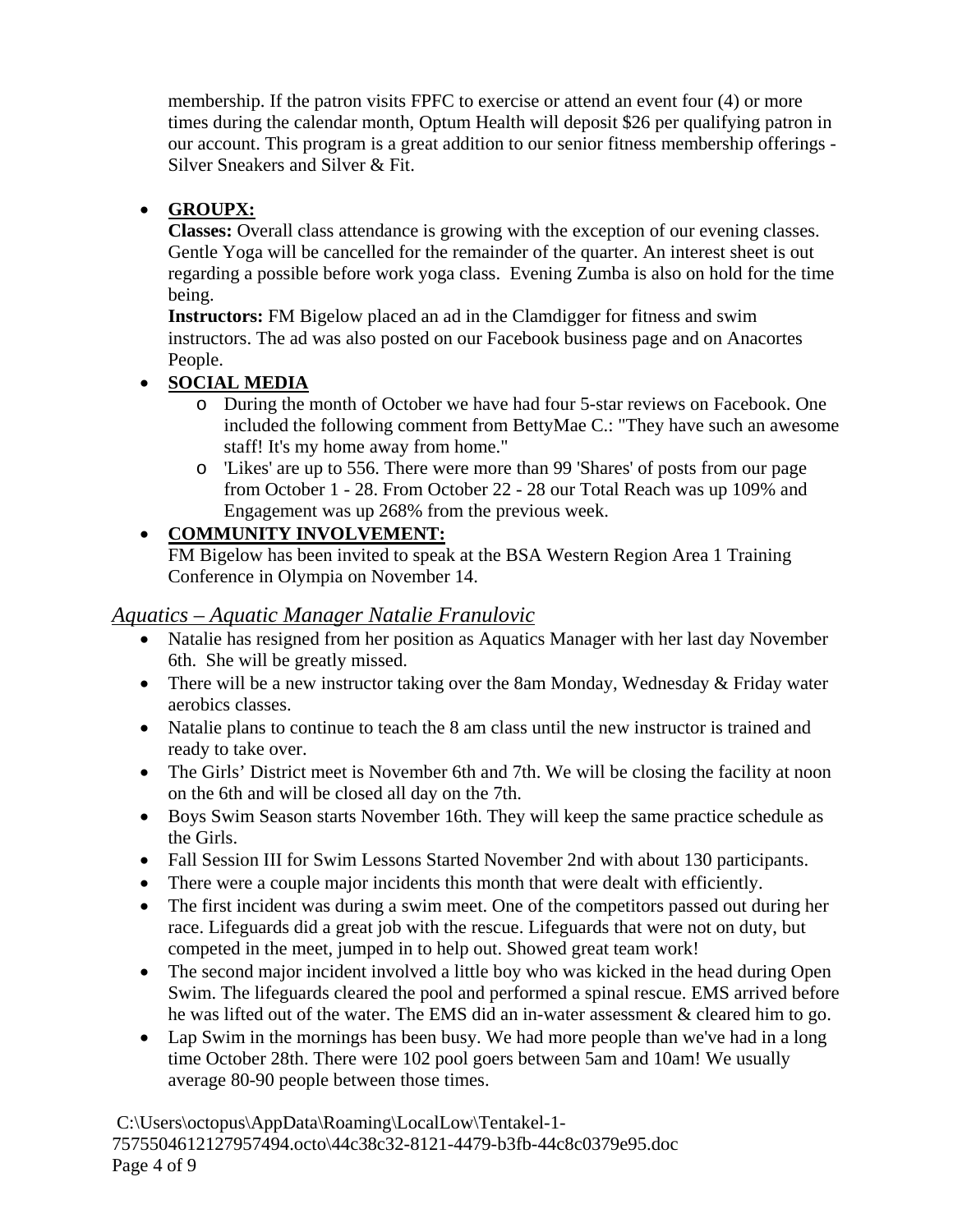membership. If the patron visits FPFC to exercise or attend an event four (4) or more times during the calendar month, Optum Health will deposit $26 per qualifying patron in our account. This program is a great addition to our senior fitness membership offerings - Silver Sneakers and Silver & Fit.

- **GROUPX:**
  **Classes:** Overall class attendance is growing with the exception of our evening classes. Gentle Yoga will be cancelled for the remainder of the quarter. An interest sheet is out regarding a possible before work yoga class. Evening Zumba is also on hold for the time being.
  **Instructors:** FM Bigelow placed an ad in the Clamdigger for fitness and swim instructors. The ad was also posted on our Facebook business page and on Anacortes People.
- **SOCIAL MEDIA**
  - During the month of October we have had four 5-star reviews on Facebook. One included the following comment from BettyMae C.: "They have such an awesome staff! It's my home away from home."
  - 'Likes' are up to 556. There were more than 99 'Shares' of posts from our page from October 1 - 28. From October 22 - 28 our Total Reach was up 109% and Engagement was up 268% from the previous week.
- **COMMUNITY INVOLVEMENT:**
  FM Bigelow has been invited to speak at the BSA Western Region Area 1 Training Conference in Olympia on November 14.

## *Aquatics – Aquatic Manager Natalie Franulovic*

- Natalie has resigned from her position as Aquatics Manager with her last day November 6th. She will be greatly missed.
- There will be a new instructor taking over the 8am Monday, Wednesday & Friday water aerobics classes.
- Natalie plans to continue to teach the 8 am class until the new instructor is trained and ready to take over.
- The Girls' District meet is November 6th and 7th. We will be closing the facility at noon on the 6th and will be closed all day on the 7th.
- Boys Swim Season starts November 16th. They will keep the same practice schedule as the Girls.
- Fall Session III for Swim Lessons Started November 2nd with about 130 participants.
- There were a couple major incidents this month that were dealt with efficiently.
- The first incident was during a swim meet. One of the competitors passed out during her race. Lifeguards did a great job with the rescue. Lifeguards that were not on duty, but competed in the meet, jumped in to help out. Showed great team work!
- The second major incident involved a little boy who was kicked in the head during Open Swim. The lifeguards cleared the pool and performed a spinal rescue. EMS arrived before he was lifted out of the water. The EMS did an in-water assessment & cleared him to go.
- Lap Swim in the mornings has been busy. We had more people than we've had in a long time October 28th. There were 102 pool goers between 5am and 10am! We usually average 80-90 people between those times.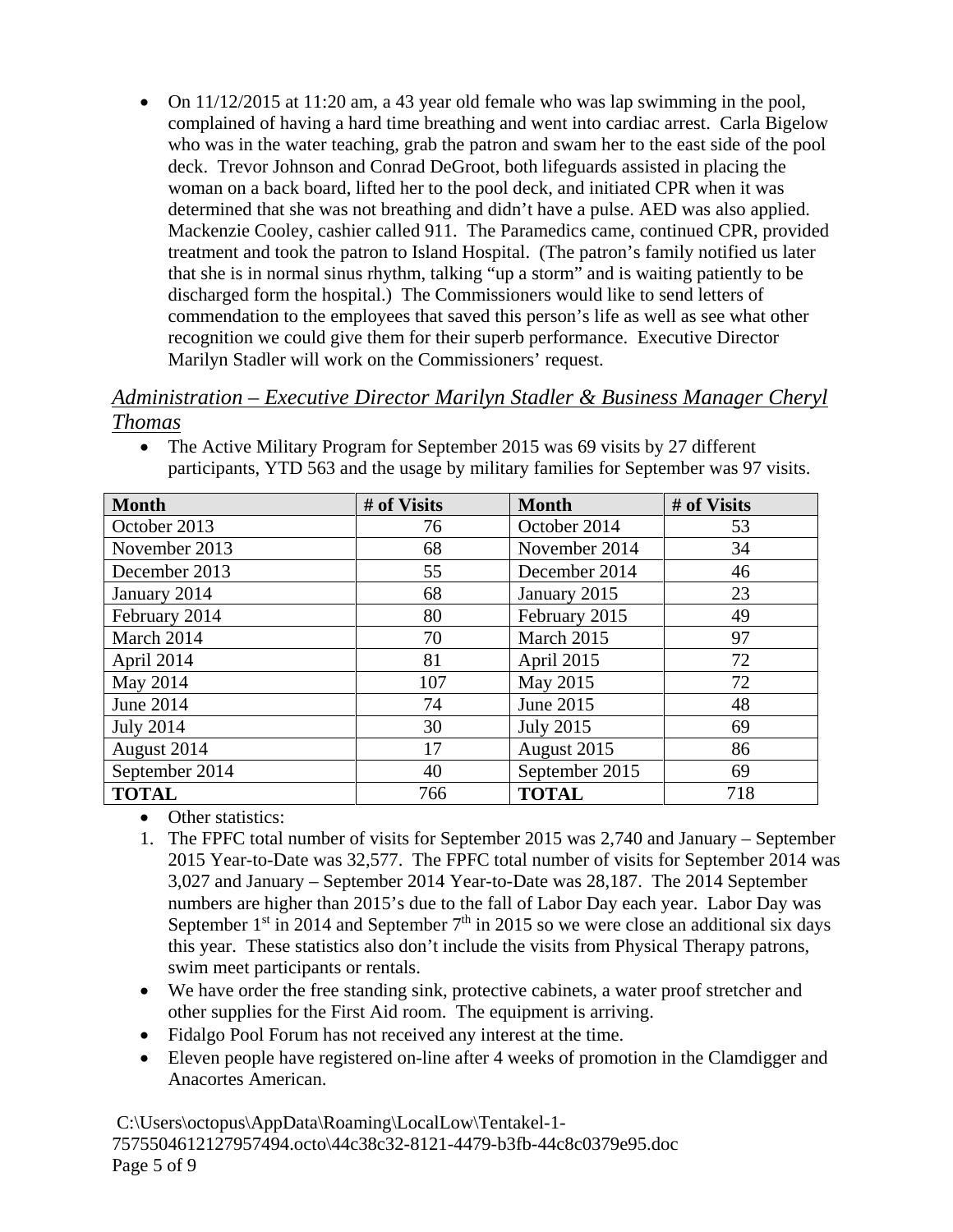- On 11/12/2015 at 11:20 am, a 43 year old female who was lap swimming in the pool, complained of having a hard time breathing and went into cardiac arrest. Carla Bigelow who was in the water teaching, grab the patron and swam her to the east side of the pool deck. Trevor Johnson and Conrad DeGroot, both lifeguards assisted in placing the woman on a back board, lifted her to the pool deck, and initiated CPR when it was determined that she was not breathing and didn't have a pulse. AED was also applied. Mackenzie Cooley, cashier called 911. The Paramedics came, continued CPR, provided treatment and took the patron to Island Hospital. (The patron's family notified us later that she is in normal sinus rhythm, talking "up a storm" and is waiting patiently to be discharged form the hospital.) The Commissioners would like to send letters of commendation to the employees that saved this person's life as well as see what other recognition we could give them for their superb performance. Executive Director Marilyn Stadler will work on the Commissioners' request.

## *Administration – Executive Director Marilyn Stadler & Business Manager Cheryl Thomas*

- The Active Military Program for September 2015 was 69 visits by 27 different participants, YTD 563 and the usage by military families for September was 97 visits.

| Month | # of Visits | Month | # of Visits |
|---|---|---|---|
| October 2013 | 76 | October 2014 | 53 |
| November 2013 | 68 | November 2014 | 34 |
| December 2013 | 55 | December 2014 | 46 |
| January 2014 | 68 | January 2015 | 23 |
| February 2014 | 80 | February 2015 | 49 |
| March 2014 | 70 | March 2015 | 97 |
| April 2014 | 81 | April 2015 | 72 |
| May 2014 | 107 | May 2015 | 72 |
| June 2014 | 74 | June 2015 | 48 |
| July 2014 | 30 | July 2015 | 69 |
| August 2014 | 17 | August 2015 | 86 |
| September 2014 | 40 | September 2015 | 69 |
| **TOTAL** | 766 | **TOTAL** | 718 |

- Other statistics:

1. The FPFC total number of visits for September 2015 was 2,740 and January – September 2015 Year-to-Date was 32,577. The FPFC total number of visits for September 2014 was 3,027 and January – September 2014 Year-to-Date was 28,187. The 2014 September numbers are higher than 2015's due to the fall of Labor Day each year. Labor Day was September 1st in 2014 and September 7th in 2015 so we were close an additional six days this year. These statistics also don't include the visits from Physical Therapy patrons, swim meet participants or rentals.

- We have order the free standing sink, protective cabinets, a water proof stretcher and other supplies for the First Aid room. The equipment is arriving.
- Fidalgo Pool Forum has not received any interest at the time.
- Eleven people have registered on-line after 4 weeks of promotion in the Clamdigger and Anacortes American.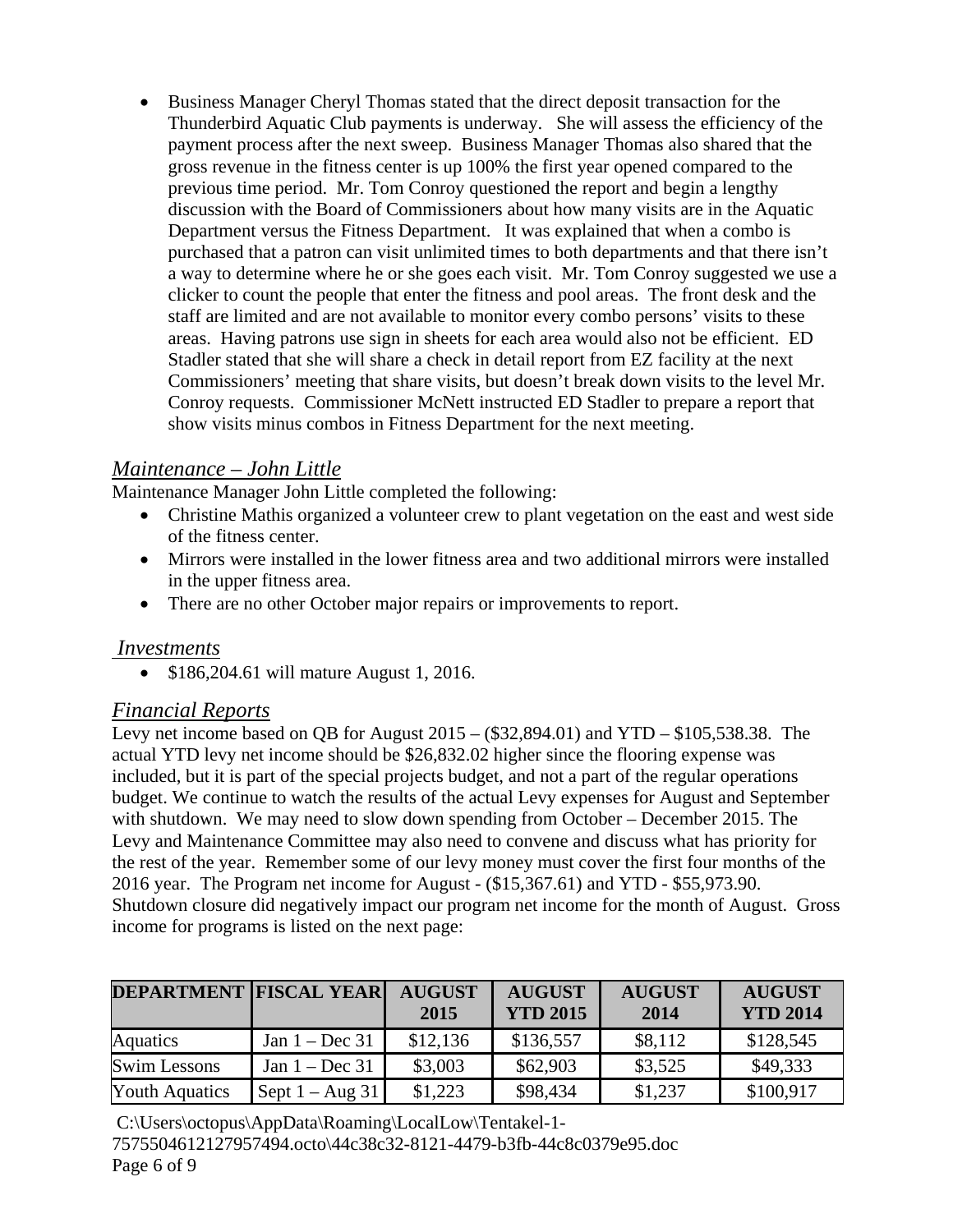- Business Manager Cheryl Thomas stated that the direct deposit transaction for the Thunderbird Aquatic Club payments is underway. She will assess the efficiency of the payment process after the next sweep. Business Manager Thomas also shared that the gross revenue in the fitness center is up 100% the first year opened compared to the previous time period. Mr. Tom Conroy questioned the report and begin a lengthy discussion with the Board of Commissioners about how many visits are in the Aquatic Department versus the Fitness Department. It was explained that when a combo is purchased that a patron can visit unlimited times to both departments and that there isn't a way to determine where he or she goes each visit. Mr. Tom Conroy suggested we use a clicker to count the people that enter the fitness and pool areas. The front desk and the staff are limited and are not available to monitor every combo persons' visits to these areas. Having patrons use sign in sheets for each area would also not be efficient. ED Stadler stated that she will share a check in detail report from EZ facility at the next Commissioners' meeting that share visits, but doesn't break down visits to the level Mr. Conroy requests. Commissioner McNett instructed ED Stadler to prepare a report that show visits minus combos in Fitness Department for the next meeting.

## *Maintenance – John Little*

Maintenance Manager John Little completed the following:

- Christine Mathis organized a volunteer crew to plant vegetation on the east and west side of the fitness center.
- Mirrors were installed in the lower fitness area and two additional mirrors were installed in the upper fitness area.
- There are no other October major repairs or improvements to report.

## *Investments*

- $186,204.61 will mature August 1, 2016.

## *Financial Reports*

Levy net income based on QB for August 2015 – ($32,894.01) and YTD – $105,538.38. The actual YTD levy net income should be $26,832.02 higher since the flooring expense was included, but it is part of the special projects budget, and not a part of the regular operations budget. We continue to watch the results of the actual Levy expenses for August and September with shutdown. We may need to slow down spending from October – December 2015. The Levy and Maintenance Committee may also need to convene and discuss what has priority for the rest of the year. Remember some of our levy money must cover the first four months of the 2016 year. The Program net income for August - ($15,367.61) and YTD - $55,973.90. Shutdown closure did negatively impact our program net income for the month of August. Gross income for programs is listed on the next page:

| DEPARTMENT | FISCAL YEAR | AUGUST 2015 | AUGUST YTD 2015 | AUGUST 2014 | AUGUST YTD 2014 |
|---|---|---|---|---|---|
| Aquatics | Jan 1 – Dec 31 | $12,136 | $136,557 | $8,112 | $128,545 |
| Swim Lessons | Jan 1 – Dec 31 | $3,003 | $62,903 | $3,525 | $49,333 |
| Youth Aquatics | Sept 1 – Aug 31 | $1,223 | $98,434 | $1,237 | $100,917 |

C:\Users\octopus\AppData\Roaming\LocalLow\Tentakel-1-7575504612127957494.octo\44c38c32-8121-4479-b3fb-44c8c0379e95.doc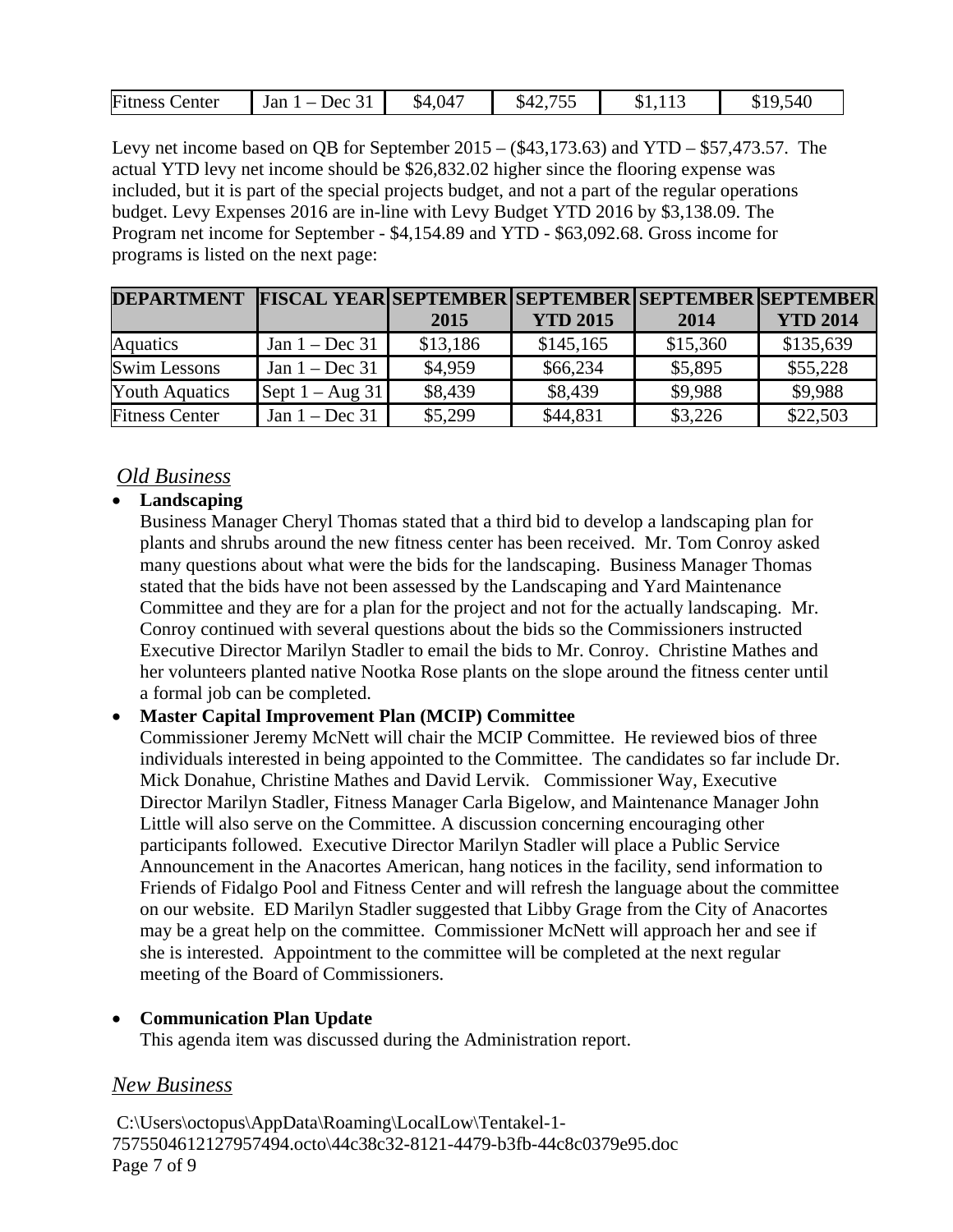| Fitness Center | Jan 1 – Dec 31 | $4,047 | $42,755 | $1,113 | $19,540 |
|---|---|---|---|---|---|

Levy net income based on QB for September 2015 – ($43,173.63) and YTD – $57,473.57. The actual YTD levy net income should be $26,832.02 higher since the flooring expense was included, but it is part of the special projects budget, and not a part of the regular operations budget. Levy Expenses 2016 are in-line with Levy Budget YTD 2016 by $3,138.09. The Program net income for September - $4,154.89 and YTD - $63,092.68. Gross income for programs is listed on the next page:

| DEPARTMENT | FISCAL YEAR | SEPTEMBER 2015 | SEPTEMBER YTD 2015 | SEPTEMBER 2014 | SEPTEMBER YTD 2014 |
|---|---|---|---|---|---|
| Aquatics | Jan 1 – Dec 31 | $13,186 | $145,165 | $15,360 | $135,639 |
| Swim Lessons | Jan 1 – Dec 31 | $4,959 | $66,234 | $5,895 | $55,228 |
| Youth Aquatics | Sept 1 – Aug 31 | $8,439 | $8,439 | $9,988 | $9,988 |
| Fitness Center | Jan 1 – Dec 31 | $5,299 | $44,831 | $3,226 | $22,503 |

## *Old Business*

- **Landscaping**

  Business Manager Cheryl Thomas stated that a third bid to develop a landscaping plan for plants and shrubs around the new fitness center has been received. Mr. Tom Conroy asked many questions about what were the bids for the landscaping. Business Manager Thomas stated that the bids have not been assessed by the Landscaping and Yard Maintenance Committee and they are for a plan for the project and not for the actually landscaping. Mr. Conroy continued with several questions about the bids so the Commissioners instructed Executive Director Marilyn Stadler to email the bids to Mr. Conroy. Christine Mathes and her volunteers planted native Nootka Rose plants on the slope around the fitness center until a formal job can be completed.

- **Master Capital Improvement Plan (MCIP) Committee**

  Commissioner Jeremy McNett will chair the MCIP Committee. He reviewed bios of three individuals interested in being appointed to the Committee. The candidates so far include Dr. Mick Donahue, Christine Mathes and David Lervik. Commissioner Way, Executive Director Marilyn Stadler, Fitness Manager Carla Bigelow, and Maintenance Manager John Little will also serve on the Committee. A discussion concerning encouraging other participants followed. Executive Director Marilyn Stadler will place a Public Service Announcement in the Anacortes American, hang notices in the facility, send information to Friends of Fidalgo Pool and Fitness Center and will refresh the language about the committee on our website. ED Marilyn Stadler suggested that Libby Grage from the City of Anacortes may be a great help on the committee. Commissioner McNett will approach her and see if she is interested. Appointment to the committee will be completed at the next regular meeting of the Board of Commissioners.

- **Communication Plan Update**

  This agenda item was discussed during the Administration report.

## *New Business*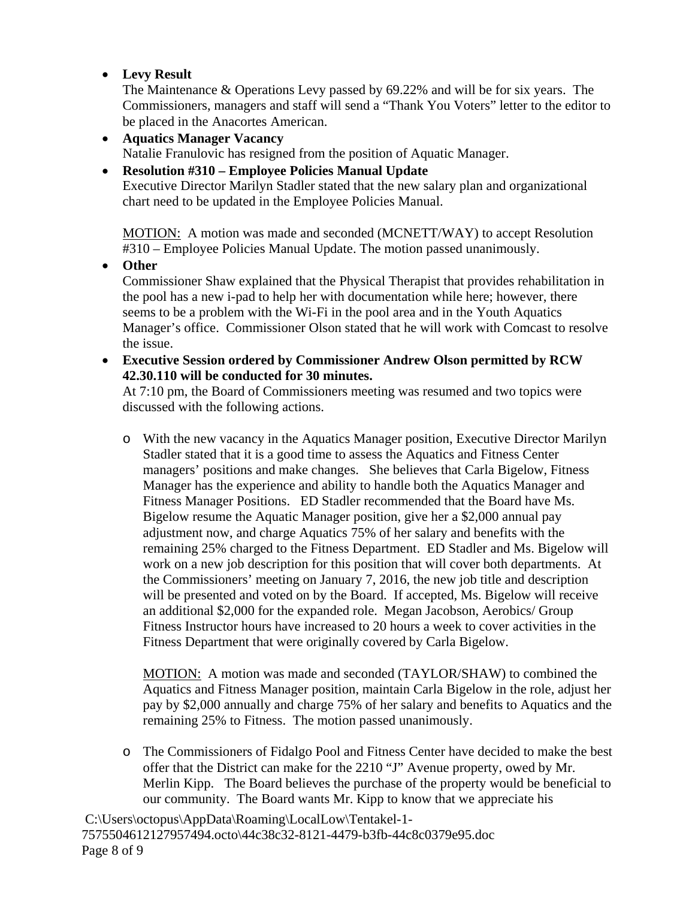- **Levy Result**
  The Maintenance & Operations Levy passed by 69.22% and will be for six years. The Commissioners, managers and staff will send a "Thank You Voters" letter to the editor to be placed in the Anacortes American.
- **Aquatics Manager Vacancy**
  Natalie Franulovic has resigned from the position of Aquatic Manager.
- **Resolution #310 – Employee Policies Manual Update**
  Executive Director Marilyn Stadler stated that the new salary plan and organizational chart need to be updated in the Employee Policies Manual.

  MOTION: A motion was made and seconded (MCNETT/WAY) to accept Resolution #310 – Employee Policies Manual Update. The motion passed unanimously.
- **Other**
  Commissioner Shaw explained that the Physical Therapist that provides rehabilitation in the pool has a new i-pad to help her with documentation while here; however, there seems to be a problem with the Wi-Fi in the pool area and in the Youth Aquatics Manager's office. Commissioner Olson stated that he will work with Comcast to resolve the issue.
- **Executive Session ordered by Commissioner Andrew Olson permitted by RCW 42.30.110 will be conducted for 30 minutes.**
  At 7:10 pm, the Board of Commissioners meeting was resumed and two topics were discussed with the following actions.

  - With the new vacancy in the Aquatics Manager position, Executive Director Marilyn Stadler stated that it is a good time to assess the Aquatics and Fitness Center managers' positions and make changes. She believes that Carla Bigelow, Fitness Manager has the experience and ability to handle both the Aquatics Manager and Fitness Manager Positions. ED Stadler recommended that the Board have Ms. Bigelow resume the Aquatic Manager position, give her a $2,000 annual pay adjustment now, and charge Aquatics 75% of her salary and benefits with the remaining 25% charged to the Fitness Department. ED Stadler and Ms. Bigelow will work on a new job description for this position that will cover both departments. At the Commissioners' meeting on January 7, 2016, the new job title and description will be presented and voted on by the Board. If accepted, Ms. Bigelow will receive an additional $2,000 for the expanded role. Megan Jacobson, Aerobics/ Group Fitness Instructor hours have increased to 20 hours a week to cover activities in the Fitness Department that were originally covered by Carla Bigelow.

    MOTION: A motion was made and seconded (TAYLOR/SHAW) to combined the Aquatics and Fitness Manager position, maintain Carla Bigelow in the role, adjust her pay by $2,000 annually and charge 75% of her salary and benefits to Aquatics and the remaining 25% to Fitness. The motion passed unanimously.

  - The Commissioners of Fidalgo Pool and Fitness Center have decided to make the best offer that the District can make for the 2210 "J" Avenue property, owed by Mr. Merlin Kipp. The Board believes the purchase of the property would be beneficial to our community. The Board wants Mr. Kipp to know that we appreciate his

C:\Users\octopus\AppData\Roaming\LocalLow\Tentakel-1-7575504612127957494.octo\44c38c32-8121-4479-b3fb-44c8c0379e95.doc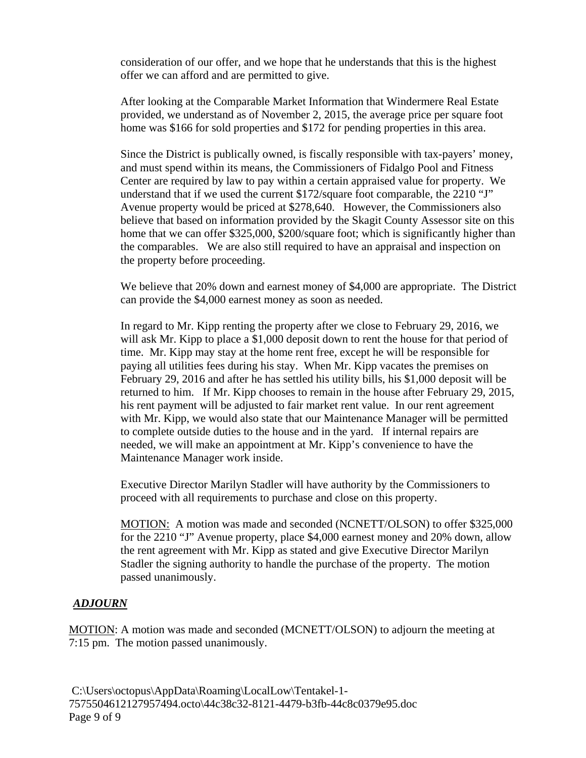consideration of our offer, and we hope that he understands that this is the highest offer we can afford and are permitted to give.

After looking at the Comparable Market Information that Windermere Real Estate provided, we understand as of November 2, 2015, the average price per square foot home was $166 for sold properties and $172 for pending properties in this area.

Since the District is publically owned, is fiscally responsible with tax-payers' money, and must spend within its means, the Commissioners of Fidalgo Pool and Fitness Center are required by law to pay within a certain appraised value for property. We understand that if we used the current $172/square foot comparable, the 2210 "J" Avenue property would be priced at $278,640. However, the Commissioners also believe that based on information provided by the Skagit County Assessor site on this home that we can offer $325,000, $200/square foot; which is significantly higher than the comparables. We are also still required to have an appraisal and inspection on the property before proceeding.

We believe that 20% down and earnest money of $4,000 are appropriate. The District can provide the $4,000 earnest money as soon as needed.

In regard to Mr. Kipp renting the property after we close to February 29, 2016, we will ask Mr. Kipp to place a $1,000 deposit down to rent the house for that period of time. Mr. Kipp may stay at the home rent free, except he will be responsible for paying all utilities fees during his stay. When Mr. Kipp vacates the premises on February 29, 2016 and after he has settled his utility bills, his $1,000 deposit will be returned to him. If Mr. Kipp chooses to remain in the house after February 29, 2015, his rent payment will be adjusted to fair market rent value. In our rent agreement with Mr. Kipp, we would also state that our Maintenance Manager will be permitted to complete outside duties to the house and in the yard. If internal repairs are needed, we will make an appointment at Mr. Kipp's convenience to have the Maintenance Manager work inside.

Executive Director Marilyn Stadler will have authority by the Commissioners to proceed with all requirements to purchase and close on this property.

MOTION: A motion was made and seconded (NCNETT/OLSON) to offer $325,000 for the 2210 "J" Avenue property, place $4,000 earnest money and 20% down, allow the rent agreement with Mr. Kipp as stated and give Executive Director Marilyn Stadler the signing authority to handle the purchase of the property. The motion passed unanimously.

## ***ADJOURN***

MOTION: A motion was made and seconded (MCNETT/OLSON) to adjourn the meeting at 7:15 pm. The motion passed unanimously.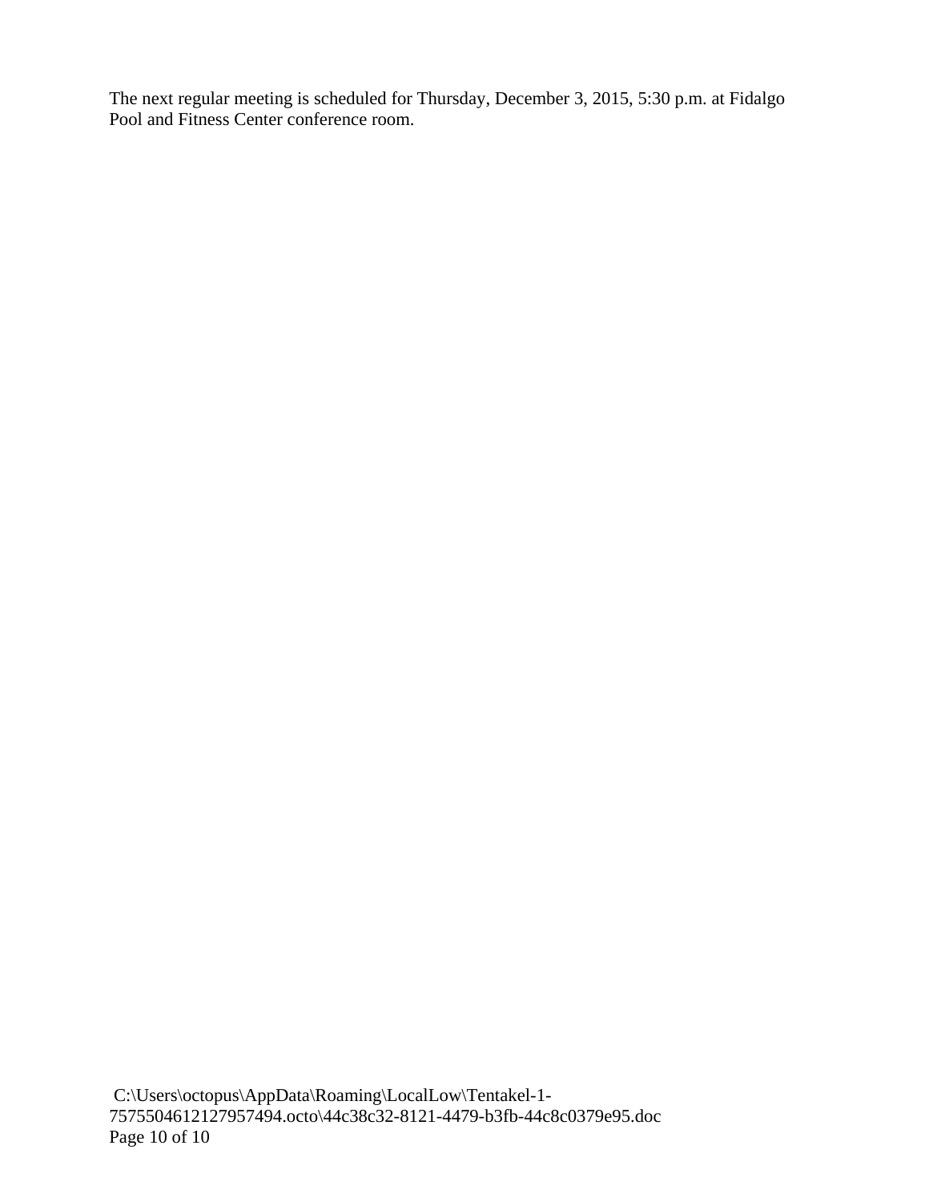The next regular meeting is scheduled for Thursday, December 3, 2015, 5:30 p.m. at Fidalgo Pool and Fitness Center conference room.